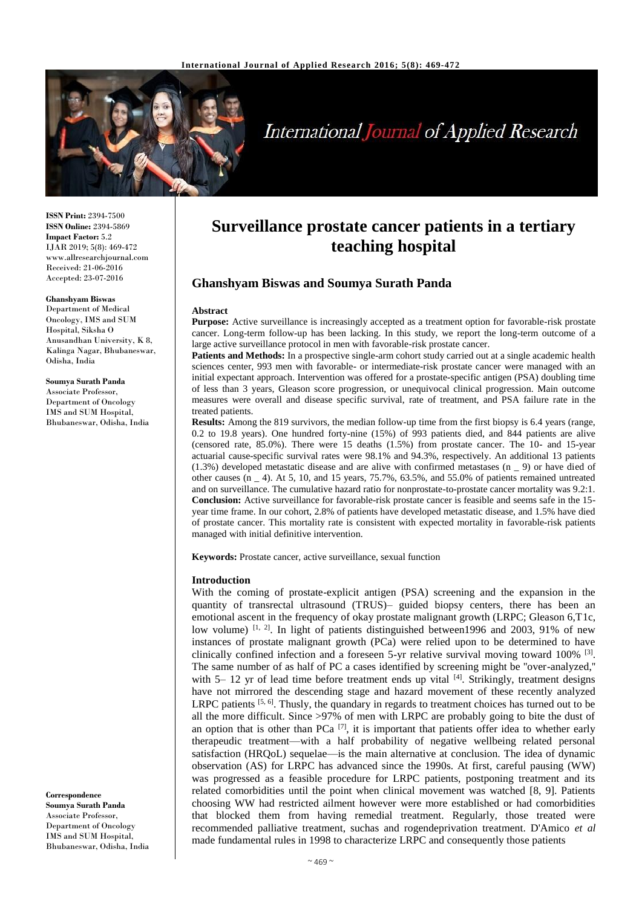# Surveillance prostate cancer patients in a tertiary teaching hospital

## Ghanshyam Biswas and Soumya Surath Panda

**ISSN Print:** 2394-7500
**ISSN Online:** 2394-5869
**Impact Factor:** 5.2
IJAR 2019; 5(8): 469-472
www.allresearchjournal.com
Received: 21-06-2016
Accepted: 23-07-2016

**Ghanshyam Biswas**
Department of Medical Oncology, IMS and SUM Hospital, Siksha O Anusandhan University, K 8, Kalinga Nagar, Bhubaneswar, Odisha, India

**Soumya Surath Panda**
Associate Professor, Department of Oncology IMS and SUM Hospital, Bhubaneswar, Odisha, India

**Correspondence**
**Soumya Surath Panda**
Associate Professor, Department of Oncology IMS and SUM Hospital, Bhubaneswar, Odisha, India

### Abstract

**Purpose:** Active surveillance is increasingly accepted as a treatment option for favorable-risk prostate cancer. Long-term follow-up has been lacking. In this study, we report the long-term outcome of a large active surveillance protocol in men with favorable-risk prostate cancer.

**Patients and Methods:** In a prospective single-arm cohort study carried out at a single academic health sciences center, 993 men with favorable- or intermediate-risk prostate cancer were managed with an initial expectant approach. Intervention was offered for a prostate-specific antigen (PSA) doubling time of less than 3 years, Gleason score progression, or unequivocal clinical progression. Main outcome measures were overall and disease specific survival, rate of treatment, and PSA failure rate in the treated patients.

**Results:** Among the 819 survivors, the median follow-up time from the first biopsy is 6.4 years (range, 0.2 to 19.8 years). One hundred forty-nine (15%) of 993 patients died, and 844 patients are alive (censored rate, 85.0%). There were 15 deaths (1.5%) from prostate cancer. The 10- and 15-year actuarial cause-specific survival rates were 98.1% and 94.3%, respectively. An additional 13 patients (1.3%) developed metastatic disease and are alive with confirmed metastases (n _ 9) or have died of other causes (n _ 4). At 5, 10, and 15 years, 75.7%, 63.5%, and 55.0% of patients remained untreated and on surveillance. The cumulative hazard ratio for nonprostate-to-prostate cancer mortality was 9.2:1.

**Conclusion:** Active surveillance for favorable-risk prostate cancer is feasible and seems safe in the 15-year time frame. In our cohort, 2.8% of patients have developed metastatic disease, and 1.5% have died of prostate cancer. This mortality rate is consistent with expected mortality in favorable-risk patients managed with initial definitive intervention.

**Keywords:** Prostate cancer, active surveillance, sexual function

### Introduction

With the coming of prostate-explicit antigen (PSA) screening and the expansion in the quantity of transrectal ultrasound (TRUS)– guided biopsy centers, there has been an emotional ascent in the frequency of okay prostate malignant growth (LRPC; Gleason 6,T1c, low volume) [1, 2]. In light of patients distinguished between1996 and 2003, 91% of new instances of prostate malignant growth (PCa) were relied upon to be determined to have clinically confined infection and a foreseen 5-yr relative survival moving toward 100% [3]. The same number of as half of PC a cases identified by screening might be "over-analyzed," with 5– 12 yr of lead time before treatment ends up vital [4]. Strikingly, treatment designs have not mirrored the descending stage and hazard movement of these recently analyzed LRPC patients [5, 6]. Thusly, the quandary in regards to treatment choices has turned out to be all the more difficult. Since >97% of men with LRPC are probably going to bite the dust of an option that is other than PCa [7], it is important that patients offer idea to whether early therapeudic treatment—with a half probability of negative wellbeing related personal satisfaction (HRQoL) sequelae—is the main alternative at conclusion. The idea of dynamic observation (AS) for LRPC has advanced since the 1990s. At first, careful pausing (WW) was progressed as a feasible procedure for LRPC patients, postponing treatment and its related comorbidities until the point when clinical movement was watched [8, 9]. Patients choosing WW had restricted ailment however were more established or had comorbidities that blocked them from having remedial treatment. Regularly, those treated were recommended palliative treatment, suchas and rogendeprivation treatment. D'Amico *et al* made fundamental rules in 1998 to characterize LRPC and consequently those patients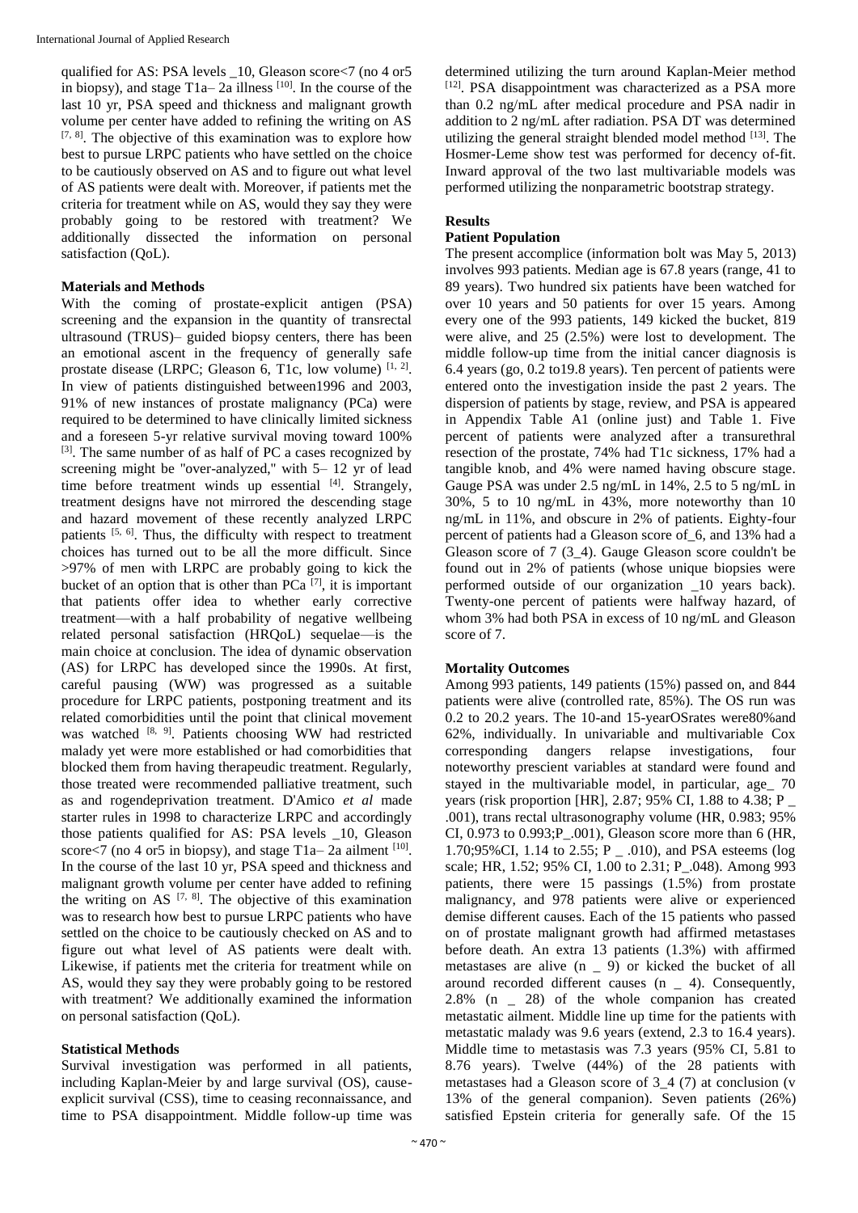qualified for AS: PSA levels _10, Gleason score<7 (no 4 or5 in biopsy), and stage T1a– 2a illness [10]. In the course of the last 10 yr, PSA speed and thickness and malignant growth volume per center have added to refining the writing on AS [7, 8]. The objective of this examination was to explore how best to pursue LRPC patients who have settled on the choice to be cautiously observed on AS and to figure out what level of AS patients were dealt with. Moreover, if patients met the criteria for treatment while on AS, would they say they were probably going to be restored with treatment? We additionally dissected the information on personal satisfaction (QoL).

### Materials and Methods

With the coming of prostate-explicit antigen (PSA) screening and the expansion in the quantity of transrectal ultrasound (TRUS)– guided biopsy centers, there has been an emotional ascent in the frequency of generally safe prostate disease (LRPC; Gleason 6, T1c, low volume) [1, 2]. In view of patients distinguished between1996 and 2003, 91% of new instances of prostate malignancy (PCa) were required to be determined to have clinically limited sickness and a foreseen 5-yr relative survival moving toward 100% [3]. The same number of as half of PC a cases recognized by screening might be "over-analyzed," with 5– 12 yr of lead time before treatment winds up essential [4]. Strangely, treatment designs have not mirrored the descending stage and hazard movement of these recently analyzed LRPC patients [5, 6]. Thus, the difficulty with respect to treatment choices has turned out to be all the more difficult. Since >97% of men with LRPC are probably going to kick the bucket of an option that is other than PCa [7], it is important that patients offer idea to whether early corrective treatment—with a half probability of negative wellbeing related personal satisfaction (HRQoL) sequelae—is the main choice at conclusion. The idea of dynamic observation (AS) for LRPC has developed since the 1990s. At first, careful pausing (WW) was progressed as a suitable procedure for LRPC patients, postponing treatment and its related comorbidities until the point that clinical movement was watched [8, 9]. Patients choosing WW had restricted malady yet were more established or had comorbidities that blocked them from having therapeudic treatment. Regularly, those treated were recommended palliative treatment, such as and rogendeprivation treatment. D'Amico *et al* made starter rules in 1998 to characterize LRPC and accordingly those patients qualified for AS: PSA levels _10, Gleason score<7 (no 4 or5 in biopsy), and stage T1a– 2a ailment [10]. In the course of the last 10 yr, PSA speed and thickness and malignant growth volume per center have added to refining the writing on AS [7, 8]. The objective of this examination was to research how best to pursue LRPC patients who have settled on the choice to be cautiously checked on AS and to figure out what level of AS patients were dealt with. Likewise, if patients met the criteria for treatment while on AS, would they say they were probably going to be restored with treatment? We additionally examined the information on personal satisfaction (QoL).

### Statistical Methods

Survival investigation was performed in all patients, including Kaplan-Meier by and large survival (OS), cause-explicit survival (CSS), time to ceasing reconnaissance, and time to PSA disappointment. Middle follow-up time was determined utilizing the turn around Kaplan-Meier method [12]. PSA disappointment was characterized as a PSA more than 0.2 ng/mL after medical procedure and PSA nadir in addition to 2 ng/mL after radiation. PSA DT was determined utilizing the general straight blended model method [13]. The Hosmer-Leme show test was performed for decency of-fit. Inward approval of the two last multivariable models was performed utilizing the nonparametric bootstrap strategy.

## Results

### Patient Population

The present accomplice (information bolt was May 5, 2013) involves 993 patients. Median age is 67.8 years (range, 41 to 89 years). Two hundred six patients have been watched for over 10 years and 50 patients for over 15 years. Among every one of the 993 patients, 149 kicked the bucket, 819 were alive, and 25 (2.5%) were lost to development. The middle follow-up time from the initial cancer diagnosis is 6.4 years (go, 0.2 to19.8 years). Ten percent of patients were entered onto the investigation inside the past 2 years. The dispersion of patients by stage, review, and PSA is appeared in Appendix Table A1 (online just) and Table 1. Five percent of patients were analyzed after a transurethral resection of the prostate, 74% had T1c sickness, 17% had a tangible knob, and 4% were named having obscure stage. Gauge PSA was under 2.5 ng/mL in 14%, 2.5 to 5 ng/mL in 30%, 5 to 10 ng/mL in 43%, more noteworthy than 10 ng/mL in 11%, and obscure in 2% of patients. Eighty-four percent of patients had a Gleason score of_6, and 13% had a Gleason score of 7 (3_4). Gauge Gleason score couldn't be found out in 2% of patients (whose unique biopsies were performed outside of our organization _10 years back). Twenty-one percent of patients were halfway hazard, of whom 3% had both PSA in excess of 10 ng/mL and Gleason score of 7.

### Mortality Outcomes

Among 993 patients, 149 patients (15%) passed on, and 844 patients were alive (controlled rate, 85%). The OS run was 0.2 to 20.2 years. The 10-and 15-yearOSrates were80%and 62%, individually. In univariable and multivariable Cox corresponding dangers relapse investigations, four noteworthy prescient variables at standard were found and stayed in the multivariable model, in particular, age_ 70 years (risk proportion [HR], 2.87; 95% CI, 1.88 to 4.38; P _ .001), trans rectal ultrasonography volume (HR, 0.983; 95% CI, 0.973 to 0.993;P_.001), Gleason score more than 6 (HR, 1.70;95%CI, 1.14 to 2.55; P _ .010), and PSA esteems (log scale; HR, 1.52; 95% CI, 1.00 to 2.31; P_.048). Among 993 patients, there were 15 passings (1.5%) from prostate malignancy, and 978 patients were alive or experienced demise different causes. Each of the 15 patients who passed on of prostate malignant growth had affirmed metastases before death. An extra 13 patients (1.3%) with affirmed metastases are alive (n _ 9) or kicked the bucket of all around recorded different causes (n _ 4). Consequently, 2.8% (n _ 28) of the whole companion has created metastatic ailment. Middle line up time for the patients with metastatic malady was 9.6 years (extend, 2.3 to 16.4 years). Middle time to metastasis was 7.3 years (95% CI, 5.81 to 8.76 years). Twelve (44%) of the 28 patients with metastases had a Gleason score of 3_4 (7) at conclusion (v 13% of the general companion). Seven patients (26%) satisfied Epstein criteria for generally safe. Of the 15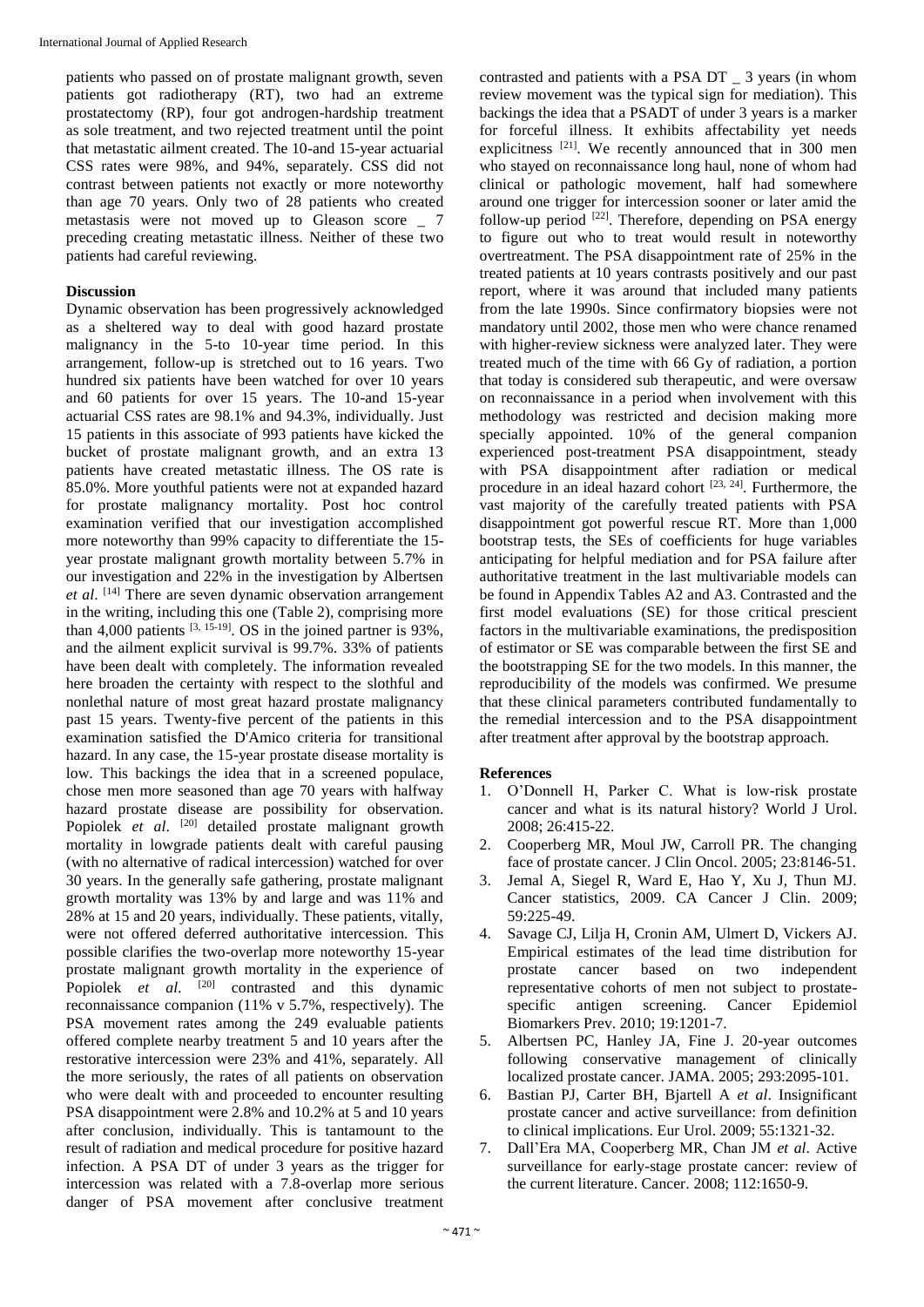patients who passed on of prostate malignant growth, seven patients got radiotherapy (RT), two had an extreme prostatectomy (RP), four got androgen-hardship treatment as sole treatment, and two rejected treatment until the point that metastatic ailment created. The 10-and 15-year actuarial CSS rates were 98%, and 94%, separately. CSS did not contrast between patients not exactly or more noteworthy than age 70 years. Only two of 28 patients who created metastasis were not moved up to Gleason score _ 7 preceding creating metastatic illness. Neither of these two patients had careful reviewing.

## Discussion

Dynamic observation has been progressively acknowledged as a sheltered way to deal with good hazard prostate malignancy in the 5-to 10-year time period. In this arrangement, follow-up is stretched out to 16 years. Two hundred six patients have been watched for over 10 years and 60 patients for over 15 years. The 10-and 15-year actuarial CSS rates are 98.1% and 94.3%, individually. Just 15 patients in this associate of 993 patients have kicked the bucket of prostate malignant growth, and an extra 13 patients have created metastatic illness. The OS rate is 85.0%. More youthful patients were not at expanded hazard for prostate malignancy mortality. Post hoc control examination verified that our investigation accomplished more noteworthy than 99% capacity to differentiate the 15-year prostate malignant growth mortality between 5.7% in our investigation and 22% in the investigation by Albertsen *et al*. [14] There are seven dynamic observation arrangement in the writing, including this one (Table 2), comprising more than 4,000 patients [3, 15-19]. OS in the joined partner is 93%, and the ailment explicit survival is 99.7%. 33% of patients have been dealt with completely. The information revealed here broaden the certainty with respect to the slothful and nonlethal nature of most great hazard prostate malignancy past 15 years. Twenty-five percent of the patients in this examination satisfied the D'Amico criteria for transitional hazard. In any case, the 15-year prostate disease mortality is low. This backings the idea that in a screened populace, chose men more seasoned than age 70 years with halfway hazard prostate disease are possibility for observation. Popiolek *et al*. [20] detailed prostate malignant growth mortality in lowgrade patients dealt with careful pausing (with no alternative of radical intercession) watched for over 30 years. In the generally safe gathering, prostate malignant growth mortality was 13% by and large and was 11% and 28% at 15 and 20 years, individually. These patients, vitally, were not offered deferred authoritative intercession. This possible clarifies the two-overlap more noteworthy 15-year prostate malignant growth mortality in the experience of Popiolek *et al*. [20] contrasted and this dynamic reconnaissance companion (11% v 5.7%, respectively). The PSA movement rates among the 249 evaluable patients offered complete nearby treatment 5 and 10 years after the restorative intercession were 23% and 41%, separately. All the more seriously, the rates of all patients on observation who were dealt with and proceeded to encounter resulting PSA disappointment were 2.8% and 10.2% at 5 and 10 years after conclusion, individually. This is tantamount to the result of radiation and medical procedure for positive hazard infection. A PSA DT of under 3 years as the trigger for intercession was related with a 7.8-overlap more serious danger of PSA movement after conclusive treatment contrasted and patients with a PSA DT _ 3 years (in whom review movement was the typical sign for mediation). This backings the idea that a PSADT of under 3 years is a marker for forceful illness. It exhibits affectability yet needs explicitness [21]. We recently announced that in 300 men who stayed on reconnaissance long haul, none of whom had clinical or pathologic movement, half had somewhere around one trigger for intercession sooner or later amid the follow-up period [22]. Therefore, depending on PSA energy to figure out who to treat would result in noteworthy overtreatment. The PSA disappointment rate of 25% in the treated patients at 10 years contrasts positively and our past report, where it was around that included many patients from the late 1990s. Since confirmatory biopsies were not mandatory until 2002, those men who were chance renamed with higher-review sickness were analyzed later. They were treated much of the time with 66 Gy of radiation, a portion that today is considered sub therapeutic, and were oversaw on reconnaissance in a period when involvement with this methodology was restricted and decision making more specially appointed. 10% of the general companion experienced post-treatment PSA disappointment, steady with PSA disappointment after radiation or medical procedure in an ideal hazard cohort [23, 24]. Furthermore, the vast majority of the carefully treated patients with PSA disappointment got powerful rescue RT. More than 1,000 bootstrap tests, the SEs of coefficients for huge variables anticipating for helpful mediation and for PSA failure after authoritative treatment in the last multivariable models can be found in Appendix Tables A2 and A3. Contrasted and the first model evaluations (SE) for those critical prescient factors in the multivariable examinations, the predisposition of estimator or SE was comparable between the first SE and the bootstrapping SE for the two models. In this manner, the reproducibility of the models was confirmed. We presume that these clinical parameters contributed fundamentally to the remedial intercession and to the PSA disappointment after treatment after approval by the bootstrap approach.

## References

1. O'Donnell H, Parker C. What is low-risk prostate cancer and what is its natural history? World J Urol. 2008; 26:415-22.
2. Cooperberg MR, Moul JW, Carroll PR. The changing face of prostate cancer. J Clin Oncol. 2005; 23:8146-51.
3. Jemal A, Siegel R, Ward E, Hao Y, Xu J, Thun MJ. Cancer statistics, 2009. CA Cancer J Clin. 2009; 59:225-49.
4. Savage CJ, Lilja H, Cronin AM, Ulmert D, Vickers AJ. Empirical estimates of the lead time distribution for prostate cancer based on two independent representative cohorts of men not subject to prostate-specific antigen screening. Cancer Epidemiol Biomarkers Prev. 2010; 19:1201-7.
5. Albertsen PC, Hanley JA, Fine J. 20-year outcomes following conservative management of clinically localized prostate cancer. JAMA. 2005; 293:2095-101.
6. Bastian PJ, Carter BH, Bjartell A *et al*. Insignificant prostate cancer and active surveillance: from definition to clinical implications. Eur Urol. 2009; 55:1321-32.
7. Dall'Era MA, Cooperberg MR, Chan JM *et al*. Active surveillance for early-stage prostate cancer: review of the current literature. Cancer. 2008; 112:1650-9.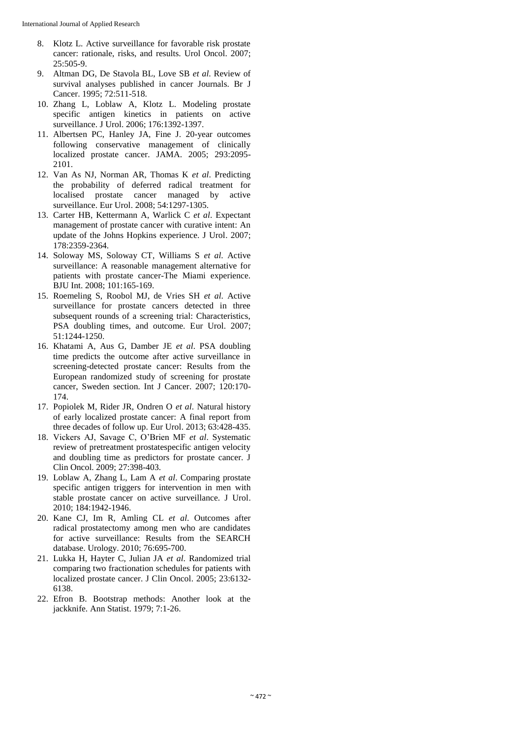8. Klotz L. Active surveillance for favorable risk prostate cancer: rationale, risks, and results. Urol Oncol. 2007; 25:505-9.
9. Altman DG, De Stavola BL, Love SB *et al.* Review of survival analyses published in cancer Journals. Br J Cancer. 1995; 72:511-518.
10. Zhang L, Loblaw A, Klotz L. Modeling prostate specific antigen kinetics in patients on active surveillance. J Urol. 2006; 176:1392-1397.
11. Albertsen PC, Hanley JA, Fine J. 20-year outcomes following conservative management of clinically localized prostate cancer. JAMA. 2005; 293:2095-2101.
12. Van As NJ, Norman AR, Thomas K *et al.* Predicting the probability of deferred radical treatment for localised prostate cancer managed by active surveillance. Eur Urol. 2008; 54:1297-1305.
13. Carter HB, Kettermann A, Warlick C *et al.* Expectant management of prostate cancer with curative intent: An update of the Johns Hopkins experience. J Urol. 2007; 178:2359-2364.
14. Soloway MS, Soloway CT, Williams S *et al.* Active surveillance: A reasonable management alternative for patients with prostate cancer-The Miami experience. BJU Int. 2008; 101:165-169.
15. Roemeling S, Roobol MJ, de Vries SH *et al.* Active surveillance for prostate cancers detected in three subsequent rounds of a screening trial: Characteristics, PSA doubling times, and outcome. Eur Urol. 2007; 51:1244-1250.
16. Khatami A, Aus G, Damber JE *et al*. PSA doubling time predicts the outcome after active surveillance in screening-detected prostate cancer: Results from the European randomized study of screening for prostate cancer, Sweden section. Int J Cancer. 2007; 120:170-174.
17. Popiolek M, Rider JR, Ondren O *et al*. Natural history of early localized prostate cancer: A final report from three decades of follow up. Eur Urol. 2013; 63:428-435.
18. Vickers AJ, Savage C, O'Brien MF *et al*. Systematic review of pretreatment prostatespecific antigen velocity and doubling time as predictors for prostate cancer. J Clin Oncol. 2009; 27:398-403.
19. Loblaw A, Zhang L, Lam A *et al*. Comparing prostate specific antigen triggers for intervention in men with stable prostate cancer on active surveillance. J Urol. 2010; 184:1942-1946.
20. Kane CJ, Im R, Amling CL *et al.* Outcomes after radical prostatectomy among men who are candidates for active surveillance: Results from the SEARCH database. Urology. 2010; 76:695-700.
21. Lukka H, Hayter C, Julian JA *et al.* Randomized trial comparing two fractionation schedules for patients with localized prostate cancer. J Clin Oncol. 2005; 23:6132-6138.
22. Efron B. Bootstrap methods: Another look at the jackknife. Ann Statist. 1979; 7:1-26.